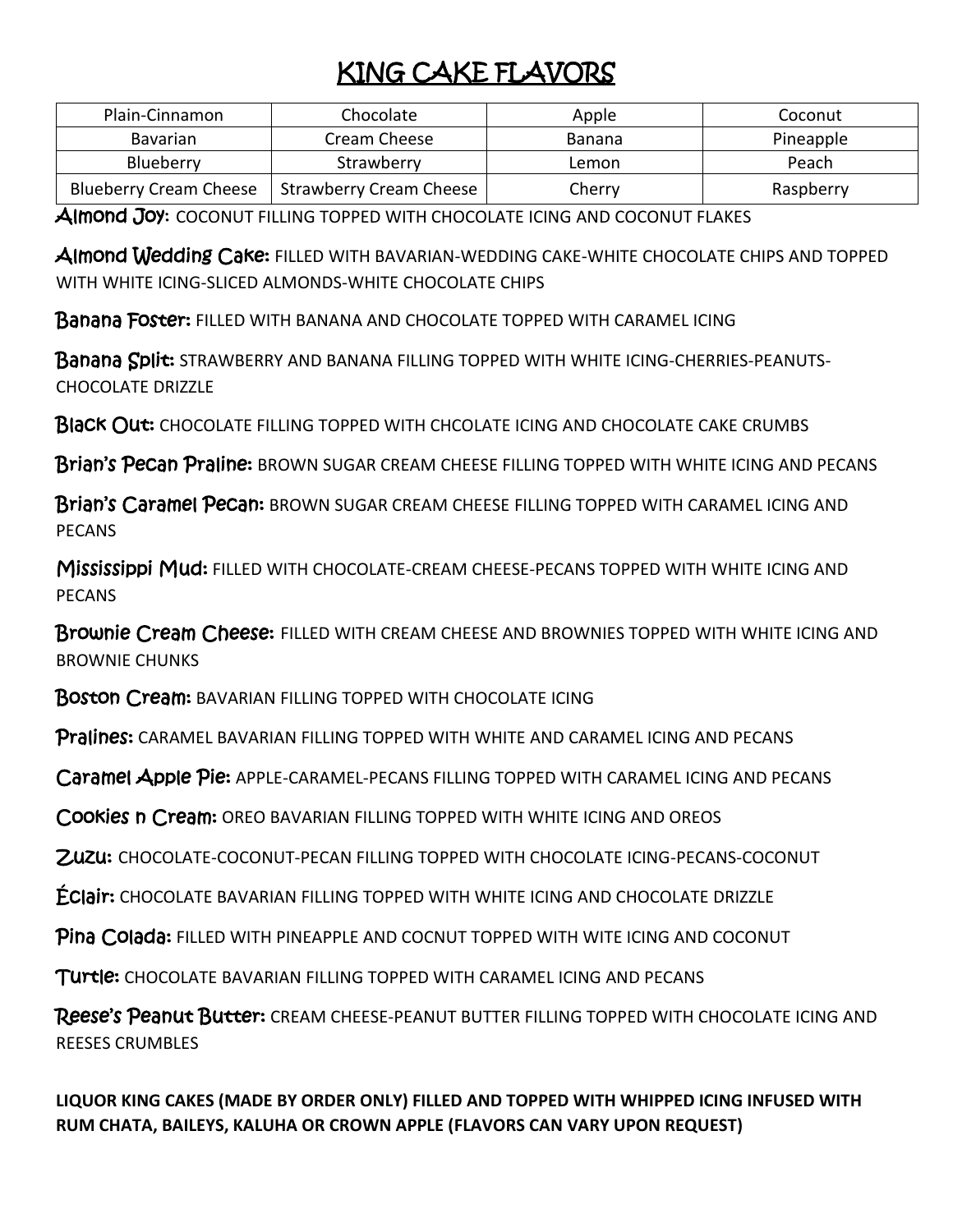# KING CAKE FLAVORS

| Plain-Cinnamon | Chocolate | Apple | Coconut |
|---|---|---|---|
| Bavarian | Cream Cheese | Banana | Pineapple |
| Blueberry | Strawberry | Lemon | Peach |
| Blueberry Cream Cheese | Strawberry Cream Cheese | Cherry | Raspberry |

**Almond Joy:** COCONUT FILLING TOPPED WITH CHOCOLATE ICING AND COCONUT FLAKES

**Almond Wedding Cake:** FILLED WITH BAVARIAN-WEDDING CAKE-WHITE CHOCOLATE CHIPS AND TOPPED WITH WHITE ICING-SLICED ALMONDS-WHITE CHOCOLATE CHIPS

**Banana Foster:** FILLED WITH BANANA AND CHOCOLATE TOPPED WITH CARAMEL ICING

**Banana Split:** STRAWBERRY AND BANANA FILLING TOPPED WITH WHITE ICING-CHERRIES-PEANUTS-CHOCOLATE DRIZZLE

**Black Out:** CHOCOLATE FILLING TOPPED WITH CHCOLATE ICING AND CHOCOLATE CAKE CRUMBS

**Brian's Pecan Praline:** BROWN SUGAR CREAM CHEESE FILLING TOPPED WITH WHITE ICING AND PECANS

**Brian's Caramel Pecan:** BROWN SUGAR CREAM CHEESE FILLING TOPPED WITH CARAMEL ICING AND PECANS

**Mississippi Mud:** FILLED WITH CHOCOLATE-CREAM CHEESE-PECANS TOPPED WITH WHITE ICING AND PECANS

**Brownie Cream Cheese:** FILLED WITH CREAM CHEESE AND BROWNIES TOPPED WITH WHITE ICING AND BROWNIE CHUNKS

**Boston Cream:** BAVARIAN FILLING TOPPED WITH CHOCOLATE ICING

**Pralines:** CARAMEL BAVARIAN FILLING TOPPED WITH WHITE AND CARAMEL ICING AND PECANS

**Caramel Apple Pie:** APPLE-CARAMEL-PECANS FILLING TOPPED WITH CARAMEL ICING AND PECANS

**Cookies n Cream:** OREO BAVARIAN FILLING TOPPED WITH WHITE ICING AND OREOS

**Zuzu:** CHOCOLATE-COCONUT-PECAN FILLING TOPPED WITH CHOCOLATE ICING-PECANS-COCONUT

**Éclair:** CHOCOLATE BAVARIAN FILLING TOPPED WITH WHITE ICING AND CHOCOLATE DRIZZLE

**Pina Colada:** FILLED WITH PINEAPPLE AND COCNUT TOPPED WITH WITE ICING AND COCONUT

**Turtle:** CHOCOLATE BAVARIAN FILLING TOPPED WITH CARAMEL ICING AND PECANS

**Reese's Peanut Butter:** CREAM CHEESE-PEANUT BUTTER FILLING TOPPED WITH CHOCOLATE ICING AND REESES CRUMBLES

**LIQUOR KING CAKES (MADE BY ORDER ONLY) FILLED AND TOPPED WITH WHIPPED ICING INFUSED WITH RUM CHATA, BAILEYS, KALUHA OR CROWN APPLE (FLAVORS CAN VARY UPON REQUEST)**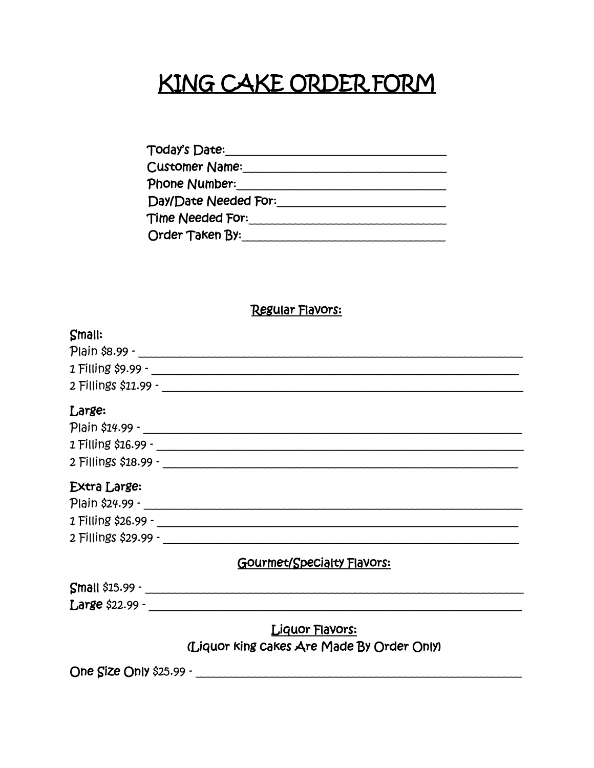# KING CAKE ORDER FORM

Today's Date:\_\_\_\_\_\_\_\_\_\_\_\_\_\_\_\_\_\_\_\_\_\_\_\_\_\_\_\_\_\_\_\_\_\_
Customer Name:\_\_\_\_\_\_\_\_\_\_\_\_\_\_\_\_\_\_\_\_\_\_\_\_\_\_\_\_\_\_\_
Phone Number:\_\_\_\_\_\_\_\_\_\_\_\_\_\_\_\_\_\_\_\_\_\_\_\_\_\_\_\_\_\_\_\_
Day/Date Needed For:\_\_\_\_\_\_\_\_\_\_\_\_\_\_\_\_\_\_\_\_\_\_\_\_\_
Time Needed For:\_\_\_\_\_\_\_\_\_\_\_\_\_\_\_\_\_\_\_\_\_\_\_\_\_\_\_\_\_
Order Taken By:\_\_\_\_\_\_\_\_\_\_\_\_\_\_\_\_\_\_\_\_\_\_\_\_\_\_\_\_\_\_\_

## Regular Flavors:

**Small:**
Plain $8.99 - \_\_\_\_\_\_\_\_\_\_\_\_\_\_\_\_\_\_\_\_\_\_\_\_\_\_\_\_\_\_\_\_\_\_\_\_\_\_\_\_\_\_\_\_\_\_\_\_\_\_\_\_
1 Filling $9.99 - \_\_\_\_\_\_\_\_\_\_\_\_\_\_\_\_\_\_\_\_\_\_\_\_\_\_\_\_\_\_\_\_\_\_\_\_\_\_\_\_\_\_\_\_\_\_\_\_\_\_
2 Fillings $11.99 - \_\_\_\_\_\_\_\_\_\_\_\_\_\_\_\_\_\_\_\_\_\_\_\_\_\_\_\_\_\_\_\_\_\_\_\_\_\_\_\_\_\_\_\_\_\_\_\_\_

**Large:**
Plain $14.99 - \_\_\_\_\_\_\_\_\_\_\_\_\_\_\_\_\_\_\_\_\_\_\_\_\_\_\_\_\_\_\_\_\_\_\_\_\_\_\_\_\_\_\_\_\_\_\_\_\_\_\_
1 Filling $16.99 - \_\_\_\_\_\_\_\_\_\_\_\_\_\_\_\_\_\_\_\_\_\_\_\_\_\_\_\_\_\_\_\_\_\_\_\_\_\_\_\_\_\_\_\_\_\_\_\_\_
2 Fillings $18.99 - \_\_\_\_\_\_\_\_\_\_\_\_\_\_\_\_\_\_\_\_\_\_\_\_\_\_\_\_\_\_\_\_\_\_\_\_\_\_\_\_\_\_\_\_\_\_\_\_

**Extra Large:**
Plain $24.99 - \_\_\_\_\_\_\_\_\_\_\_\_\_\_\_\_\_\_\_\_\_\_\_\_\_\_\_\_\_\_\_\_\_\_\_\_\_\_\_\_\_\_\_\_\_\_\_\_\_\_\_
1 Filling $26.99 - \_\_\_\_\_\_\_\_\_\_\_\_\_\_\_\_\_\_\_\_\_\_\_\_\_\_\_\_\_\_\_\_\_\_\_\_\_\_\_\_\_\_\_\_\_\_\_\_\_
2 Fillings $29.99 - \_\_\_\_\_\_\_\_\_\_\_\_\_\_\_\_\_\_\_\_\_\_\_\_\_\_\_\_\_\_\_\_\_\_\_\_\_\_\_\_\_\_\_\_\_\_\_\_

## Gourmet/Specialty Flavors:

**Small** $15.99 - \_\_\_\_\_\_\_\_\_\_\_\_\_\_\_\_\_\_\_\_\_\_\_\_\_\_\_\_\_\_\_\_\_\_\_\_\_\_\_\_\_\_\_\_\_\_\_\_\_\_\_
**Large** $22.99 - \_\_\_\_\_\_\_\_\_\_\_\_\_\_\_\_\_\_\_\_\_\_\_\_\_\_\_\_\_\_\_\_\_\_\_\_\_\_\_\_\_\_\_\_\_\_\_\_\_\_\_

## Liquor Flavors:

(Liquor king cakes Are Made By Order Only)

**One Size Only** $25.99 - \_\_\_\_\_\_\_\_\_\_\_\_\_\_\_\_\_\_\_\_\_\_\_\_\_\_\_\_\_\_\_\_\_\_\_\_\_\_\_\_\_\_\_\_\_\_